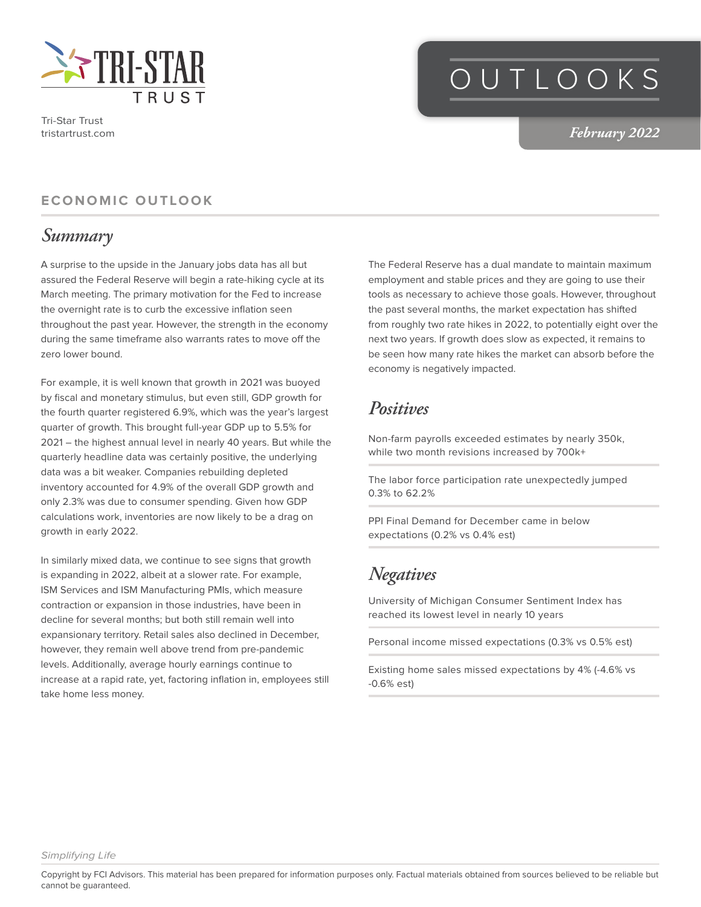Tri-Star Trust
tristartrust.com

# OUTLOOKS

*February 2022*

## ECONOMIC OUTLOOK

### *Summary*

A surprise to the upside in the January jobs data has all but assured the Federal Reserve will begin a rate-hiking cycle at its March meeting. The primary motivation for the Fed to increase the overnight rate is to curb the excessive inflation seen throughout the past year. However, the strength in the economy during the same timeframe also warrants rates to move off the zero lower bound.

For example, it is well known that growth in 2021 was buoyed by fiscal and monetary stimulus, but even still, GDP growth for the fourth quarter registered 6.9%, which was the year's largest quarter of growth. This brought full-year GDP up to 5.5% for 2021 – the highest annual level in nearly 40 years. But while the quarterly headline data was certainly positive, the underlying data was a bit weaker. Companies rebuilding depleted inventory accounted for 4.9% of the overall GDP growth and only 2.3% was due to consumer spending. Given how GDP calculations work, inventories are now likely to be a drag on growth in early 2022.

In similarly mixed data, we continue to see signs that growth is expanding in 2022, albeit at a slower rate. For example, ISM Services and ISM Manufacturing PMIs, which measure contraction or expansion in those industries, have been in decline for several months; but both still remain well into expansionary territory. Retail sales also declined in December, however, they remain well above trend from pre-pandemic levels. Additionally, average hourly earnings continue to increase at a rapid rate, yet, factoring inflation in, employees still take home less money.

The Federal Reserve has a dual mandate to maintain maximum employment and stable prices and they are going to use their tools as necessary to achieve those goals. However, throughout the past several months, the market expectation has shifted from roughly two rate hikes in 2022, to potentially eight over the next two years. If growth does slow as expected, it remains to be seen how many rate hikes the market can absorb before the economy is negatively impacted.

### *Positives*

Non-farm payrolls exceeded estimates by nearly 350k, while two month revisions increased by 700k+

The labor force participation rate unexpectedly jumped 0.3% to 62.2%

PPI Final Demand for December came in below expectations (0.2% vs 0.4% est)

### *Negatives*

University of Michigan Consumer Sentiment Index has reached its lowest level in nearly 10 years

Personal income missed expectations (0.3% vs 0.5% est)

Existing home sales missed expectations by 4% (-4.6% vs -0.6% est)

*Simplifying Life*

Copyright by FCI Advisors. This material has been prepared for information purposes only. Factual materials obtained from sources believed to be reliable but cannot be guaranteed.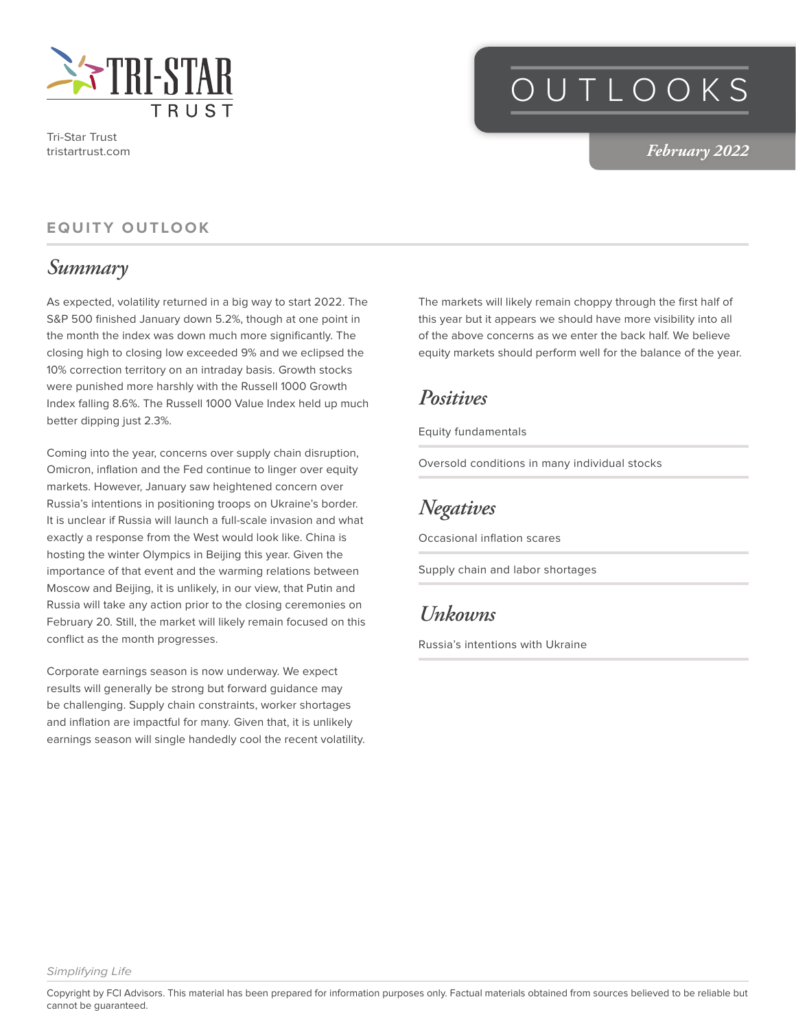Tri-Star Trust
tristartrust.com

# OUTLOOKS

*February 2022*

## EQUITY OUTLOOK

### *Summary*

As expected, volatility returned in a big way to start 2022. The S&P 500 finished January down 5.2%, though at one point in the month the index was down much more significantly. The closing high to closing low exceeded 9% and we eclipsed the 10% correction territory on an intraday basis. Growth stocks were punished more harshly with the Russell 1000 Growth Index falling 8.6%. The Russell 1000 Value Index held up much better dipping just 2.3%.

Coming into the year, concerns over supply chain disruption, Omicron, inflation and the Fed continue to linger over equity markets. However, January saw heightened concern over Russia's intentions in positioning troops on Ukraine's border. It is unclear if Russia will launch a full-scale invasion and what exactly a response from the West would look like. China is hosting the winter Olympics in Beijing this year. Given the importance of that event and the warming relations between Moscow and Beijing, it is unlikely, in our view, that Putin and Russia will take any action prior to the closing ceremonies on February 20. Still, the market will likely remain focused on this conflict as the month progresses.

Corporate earnings season is now underway. We expect results will generally be strong but forward guidance may be challenging. Supply chain constraints, worker shortages and inflation are impactful for many. Given that, it is unlikely earnings season will single handedly cool the recent volatility.

The markets will likely remain choppy through the first half of this year but it appears we should have more visibility into all of the above concerns as we enter the back half. We believe equity markets should perform well for the balance of the year.

### *Positives*

Equity fundamentals

Oversold conditions in many individual stocks

### *Negatives*

Occasional inflation scares

Supply chain and labor shortages

### *Unkowns*

Russia's intentions with Ukraine

*Simplifying Life*

Copyright by FCI Advisors. This material has been prepared for information purposes only. Factual materials obtained from sources believed to be reliable but cannot be guaranteed.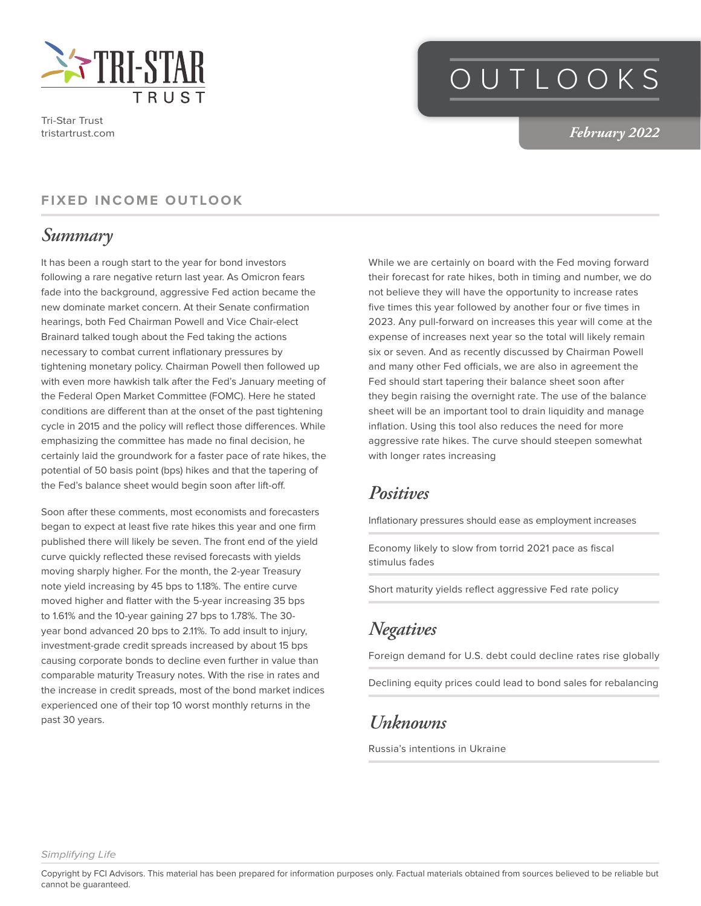# FIXED INCOME OUTLOOK

## Summary

It has been a rough start to the year for bond investors following a rare negative return last year. As Omicron fears fade into the background, aggressive Fed action became the new dominate market concern. At their Senate confirmation hearings, both Fed Chairman Powell and Vice Chair-elect Brainard talked tough about the Fed taking the actions necessary to combat current inflationary pressures by tightening monetary policy. Chairman Powell then followed up with even more hawkish talk after the Fed's January meeting of the Federal Open Market Committee (FOMC). Here he stated conditions are different than at the onset of the past tightening cycle in 2015 and the policy will reflect those differences. While emphasizing the committee has made no final decision, he certainly laid the groundwork for a faster pace of rate hikes, the potential of 50 basis point (bps) hikes and that the tapering of the Fed's balance sheet would begin soon after lift-off.

Soon after these comments, most economists and forecasters began to expect at least five rate hikes this year and one firm published there will likely be seven. The front end of the yield curve quickly reflected these revised forecasts with yields moving sharply higher. For the month, the 2-year Treasury note yield increasing by 45 bps to 1.18%. The entire curve moved higher and flatter with the 5-year increasing 35 bps to 1.61% and the 10-year gaining 27 bps to 1.78%. The 30-year bond advanced 20 bps to 2.11%. To add insult to injury, investment-grade credit spreads increased by about 15 bps causing corporate bonds to decline even further in value than comparable maturity Treasury notes. With the rise in rates and the increase in credit spreads, most of the bond market indices experienced one of their top 10 worst monthly returns in the past 30 years.

While we are certainly on board with the Fed moving forward their forecast for rate hikes, both in timing and number, we do not believe they will have the opportunity to increase rates five times this year followed by another four or five times in 2023. Any pull-forward on increases this year will come at the expense of increases next year so the total will likely remain six or seven. And as recently discussed by Chairman Powell and many other Fed officials, we are also in agreement the Fed should start tapering their balance sheet soon after they begin raising the overnight rate. The use of the balance sheet will be an important tool to drain liquidity and manage inflation. Using this tool also reduces the need for more aggressive rate hikes. The curve should steepen somewhat with longer rates increasing

## Positives

Inflationary pressures should ease as employment increases

Economy likely to slow from torrid 2021 pace as fiscal stimulus fades

Short maturity yields reflect aggressive Fed rate policy

## Negatives

Foreign demand for U.S. debt could decline rates rise globally

Declining equity prices could lead to bond sales for rebalancing

## Unknowns

Russia's intentions in Ukraine